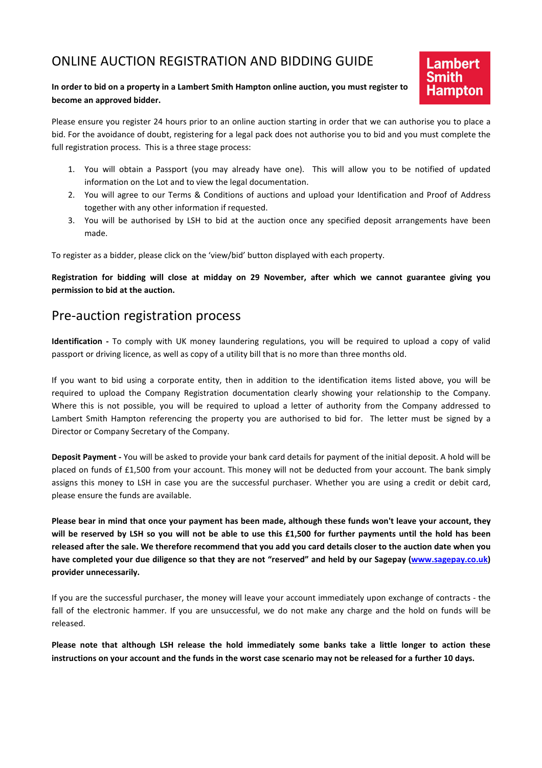# ONLINE AUCTION REGISTRATION AND BIDDING GUIDE

Lambert Smith Hampton

**In order to bid on a property in a Lambert Smith Hampton online auction, you must register to become an approved bidder.**

Please ensure you register 24 hours prior to an online auction starting in order that we can authorise you to place a bid. For the avoidance of doubt, registering for a legal pack does not authorise you to bid and you must complete the full registration process. This is a three stage process:

1. You will obtain a Passport (you may already have one). This will allow you to be notified of updated information on the Lot and to view the legal documentation.
2. You will agree to our Terms & Conditions of auctions and upload your Identification and Proof of Address together with any other information if requested.
3. You will be authorised by LSH to bid at the auction once any specified deposit arrangements have been made.

To register as a bidder, please click on the 'view/bid' button displayed with each property.

**Registration for bidding will close at midday on 29 November, after which we cannot guarantee giving you permission to bid at the auction.**

## Pre-auction registration process

**Identification -** To comply with UK money laundering regulations, you will be required to upload a copy of valid passport or driving licence, as well as copy of a utility bill that is no more than three months old.

If you want to bid using a corporate entity, then in addition to the identification items listed above, you will be required to upload the Company Registration documentation clearly showing your relationship to the Company. Where this is not possible, you will be required to upload a letter of authority from the Company addressed to Lambert Smith Hampton referencing the property you are authorised to bid for. The letter must be signed by a Director or Company Secretary of the Company.

**Deposit Payment -** You will be asked to provide your bank card details for payment of the initial deposit. A hold will be placed on funds of £1,500 from your account. This money will not be deducted from your account. The bank simply assigns this money to LSH in case you are the successful purchaser. Whether you are using a credit or debit card, please ensure the funds are available.

**Please bear in mind that once your payment has been made, although these funds won't leave your account, they will be reserved by LSH so you will not be able to use this £1,500 for further payments until the hold has been released after the sale. We therefore recommend that you add you card details closer to the auction date when you have completed your due diligence so that they are not "reserved" and held by our Sagepay (www.sagepay.co.uk) provider unnecessarily.**

If you are the successful purchaser, the money will leave your account immediately upon exchange of contracts - the fall of the electronic hammer. If you are unsuccessful, we do not make any charge and the hold on funds will be released.

**Please note that although LSH release the hold immediately some banks take a little longer to action these instructions on your account and the funds in the worst case scenario may not be released for a further 10 days.**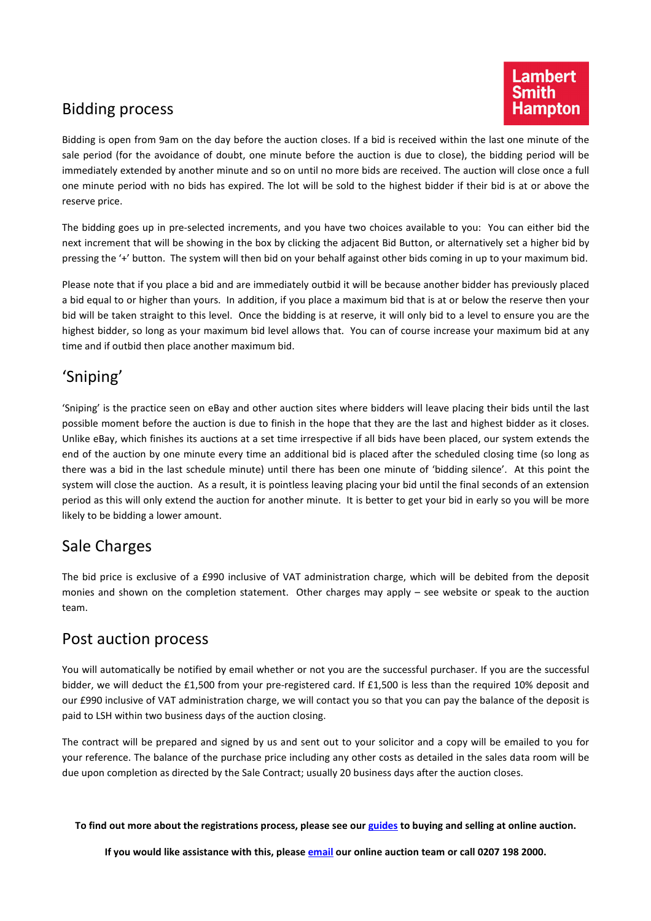Lambert Smith Hampton

## Bidding process

Bidding is open from 9am on the day before the auction closes. If a bid is received within the last one minute of the sale period (for the avoidance of doubt, one minute before the auction is due to close), the bidding period will be immediately extended by another minute and so on until no more bids are received. The auction will close once a full one minute period with no bids has expired. The lot will be sold to the highest bidder if their bid is at or above the reserve price.

The bidding goes up in pre-selected increments, and you have two choices available to you: You can either bid the next increment that will be showing in the box by clicking the adjacent Bid Button, or alternatively set a higher bid by pressing the '+' button. The system will then bid on your behalf against other bids coming in up to your maximum bid.

Please note that if you place a bid and are immediately outbid it will be because another bidder has previously placed a bid equal to or higher than yours. In addition, if you place a maximum bid that is at or below the reserve then your bid will be taken straight to this level. Once the bidding is at reserve, it will only bid to a level to ensure you are the highest bidder, so long as your maximum bid level allows that. You can of course increase your maximum bid at any time and if outbid then place another maximum bid.

## 'Sniping'

'Sniping' is the practice seen on eBay and other auction sites where bidders will leave placing their bids until the last possible moment before the auction is due to finish in the hope that they are the last and highest bidder as it closes. Unlike eBay, which finishes its auctions at a set time irrespective if all bids have been placed, our system extends the end of the auction by one minute every time an additional bid is placed after the scheduled closing time (so long as there was a bid in the last schedule minute) until there has been one minute of 'bidding silence'. At this point the system will close the auction. As a result, it is pointless leaving placing your bid until the final seconds of an extension period as this will only extend the auction for another minute. It is better to get your bid in early so you will be more likely to be bidding a lower amount.

## Sale Charges

The bid price is exclusive of a £990 inclusive of VAT administration charge, which will be debited from the deposit monies and shown on the completion statement. Other charges may apply – see website or speak to the auction team.

## Post auction process

You will automatically be notified by email whether or not you are the successful purchaser. If you are the successful bidder, we will deduct the £1,500 from your pre-registered card. If £1,500 is less than the required 10% deposit and our £990 inclusive of VAT administration charge, we will contact you so that you can pay the balance of the deposit is paid to LSH within two business days of the auction closing.

The contract will be prepared and signed by us and sent out to your solicitor and a copy will be emailed to you for your reference. The balance of the purchase price including any other costs as detailed in the sales data room will be due upon completion as directed by the Sale Contract; usually 20 business days after the auction closes.

**To find out more about the registrations process, please see our guides to buying and selling at online auction.**

**If you would like assistance with this, please email our online auction team or call 0207 198 2000.**